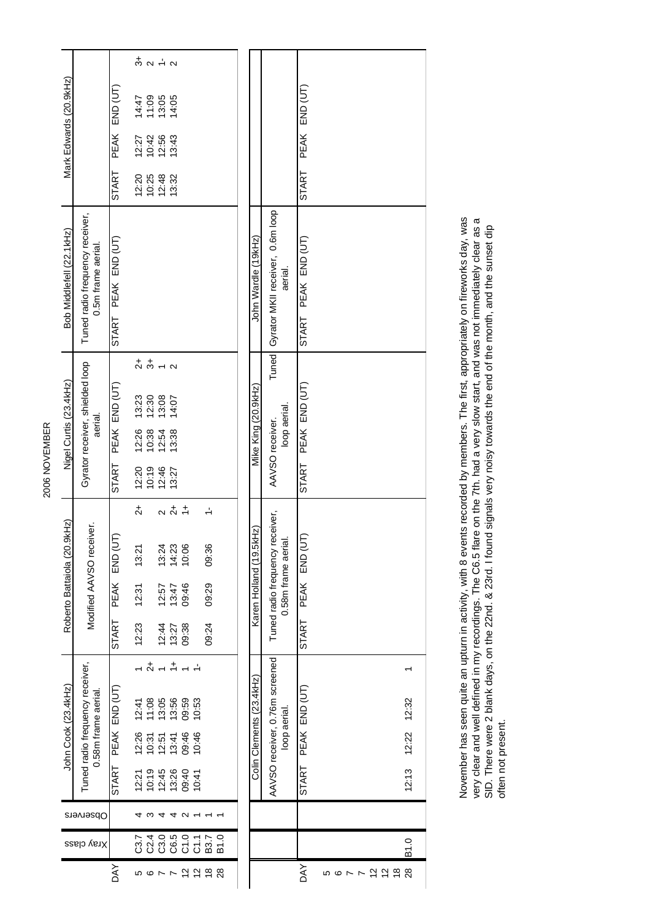# 2006 NOVEMBER

| DAY | Xray class | Observers | John Cook (23.4kHz) | | | | Roberto Battaiola (20.9kHz) | | | | Nigel Curtis (23.4kHz) | | | | Bob Middlefell (22.1kHz) | | | | Mark Edwards (20.9kHz) | | | |
|---|---|---|---|---|---|---|---|---|---|---|---|---|---|---|---|---|---|---|---|---|---|---|
| | | | Tuned radio frequency receiver, 0.58m frame aerial. | | | | Modified AAVSO receiver. | | | | Gyrator receiver, shielded loop aerial. | | | | Tuned radio frequency receiver, 0.5m frame aerial. | | | | | | | |
| | | | START | PEAK | END (UT) | | START | PEAK | END (UT) | | START | PEAK | END (UT) | | START | PEAK | END (UT) | | START | PEAK | END (UT) | |
| 5 | C3.7 | 4 | 12:21 | 12:26 | 12:41 | 1 | 12:23 | 12:31 | 13:21 | 2+ | 12:20 | 12:26 | 13:23 | 2+ | | | | | 12:20 | 12:27 | 14:47 | 3+ |
| 6 | C2.4 | 3 | 10:19 | 10:31 | 11:08 | 2+ | | | | | 10:19 | 10:38 | 12:30 | 3+ | | | | | 10:25 | 10:42 | 11:09 | 2 |
| 7 | C3.0 | 4 | 12:45 | 12:51 | 13:05 | 1 | 12:44 | 12:57 | 13:24 | 2 | 12:46 | 12:54 | 13:08 | 1 | | | | | 12:48 | 12:56 | 13:05 | 1- |
| 7 | C6.5 | 4 | 13:26 | 13:41 | 13:56 | 1+ | 13:27 | 13:47 | 14:23 | 2+ | 13:27 | 13:38 | 14:07 | 2 | | | | | 13:32 | 13:43 | 14:05 | 2 |
| 12 | C1.0 | 2 | 09:40 | 09:46 | 09:59 | 1 | 09:38 | 09:46 | 10:06 | 1+ | | | | | | | | | | | | |
| 12 | C1.1 | 1 | 10:41 | 10:46 | 10:53 | 1- | | | | | | | | | | | | | | | | |
| 18 | B3.7 | 1 | | | | | 09:24 | 09:29 | 09:36 | 1- | | | | | | | | | | | | |
| 28 | B1.0 | 1 | | | | | | | | | | | | | | | | | | | | |

| DAY | Xray class | Observers | Colin Clements (23.4kHz) | | | | Karen Holland (19.5kHz) | | | | Mike King (20.9kHz) | | | | John Wardle (19kHz) | | | | | | | |
|---|---|---|---|---|---|---|---|---|---|---|---|---|---|---|---|---|---|---|---|---|---|---|
| | | | AAVSO receiver, 0.76m screened loop aerial. | | | | Tuned radio frequency receiver, 0.58m frame aerial. | | | | AAVSO receiver. Tuned loop aerial. | | | | Gyrator MKII receiver, 0.6m loop aerial. | | | | | | | |
| | | | START | PEAK | END (UT) | | START | PEAK | END (UT) | | START | PEAK | END (UT) | | START | PEAK | END (UT) | | START | PEAK | END (UT) | |
| 5 | | | | | | | | | | | | | | | | | | | | | | |
| 6 | | | | | | | | | | | | | | | | | | | | | | |
| 7 | | | | | | | | | | | | | | | | | | | | | | |
| 7 | | | | | | | | | | | | | | | | | | | | | | |
| 12 | | | | | | | | | | | | | | | | | | | | | | |
| 12 | | | | | | | | | | | | | | | | | | | | | | |
| 18 | | | | | | | | | | | | | | | | | | | | | | |
| 28 | B1.0 | | 12:13 | 12:22 | 12:32 | 1 | | | | | | | | | | | | | | | | |

November has seen quite an upturn in activity, with 8 events recorded by members. The first, appropriately on fireworks day, was very clear and well defined in my recordings. The C6.5 flare on the 7th. had a very slow start, and was not immediately clear as a SID. There were 2 blank days, on the 22nd. & 23rd. I found signals very noisy towards the end of the month, and the sunset dip often not present.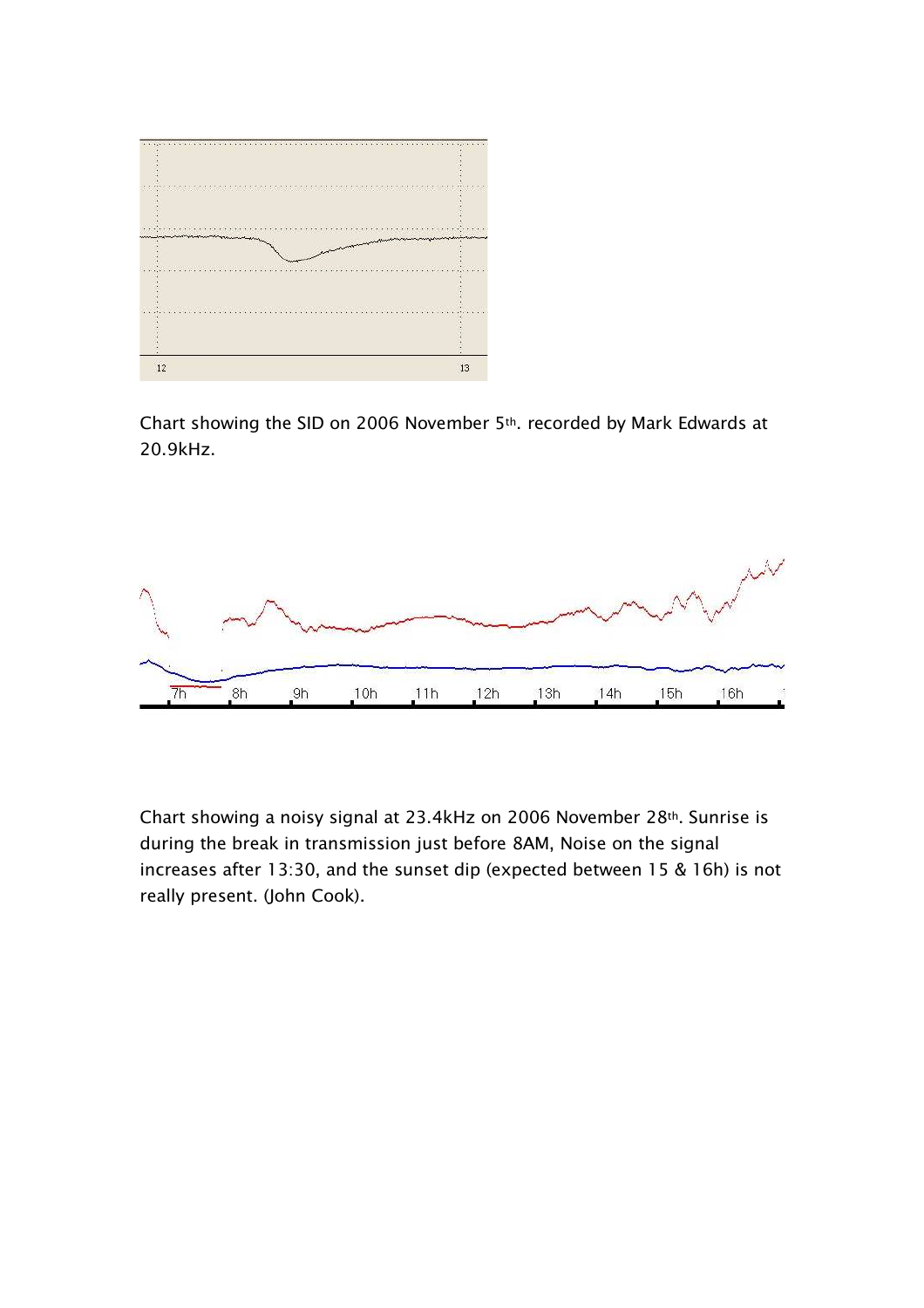12

13

Chart showing the SID on 2006 November 5th. recorded by Mark Edwards at 20.9kHz.

7h 8h 9h 10h 11h 12h 13h 14h 15h 16h

Chart showing a noisy signal at 23.4kHz on 2006 November 28th. Sunrise is during the break in transmission just before 8AM, Noise on the signal increases after 13:30, and the sunset dip (expected between 15 & 16h) is not really present. (John Cook).